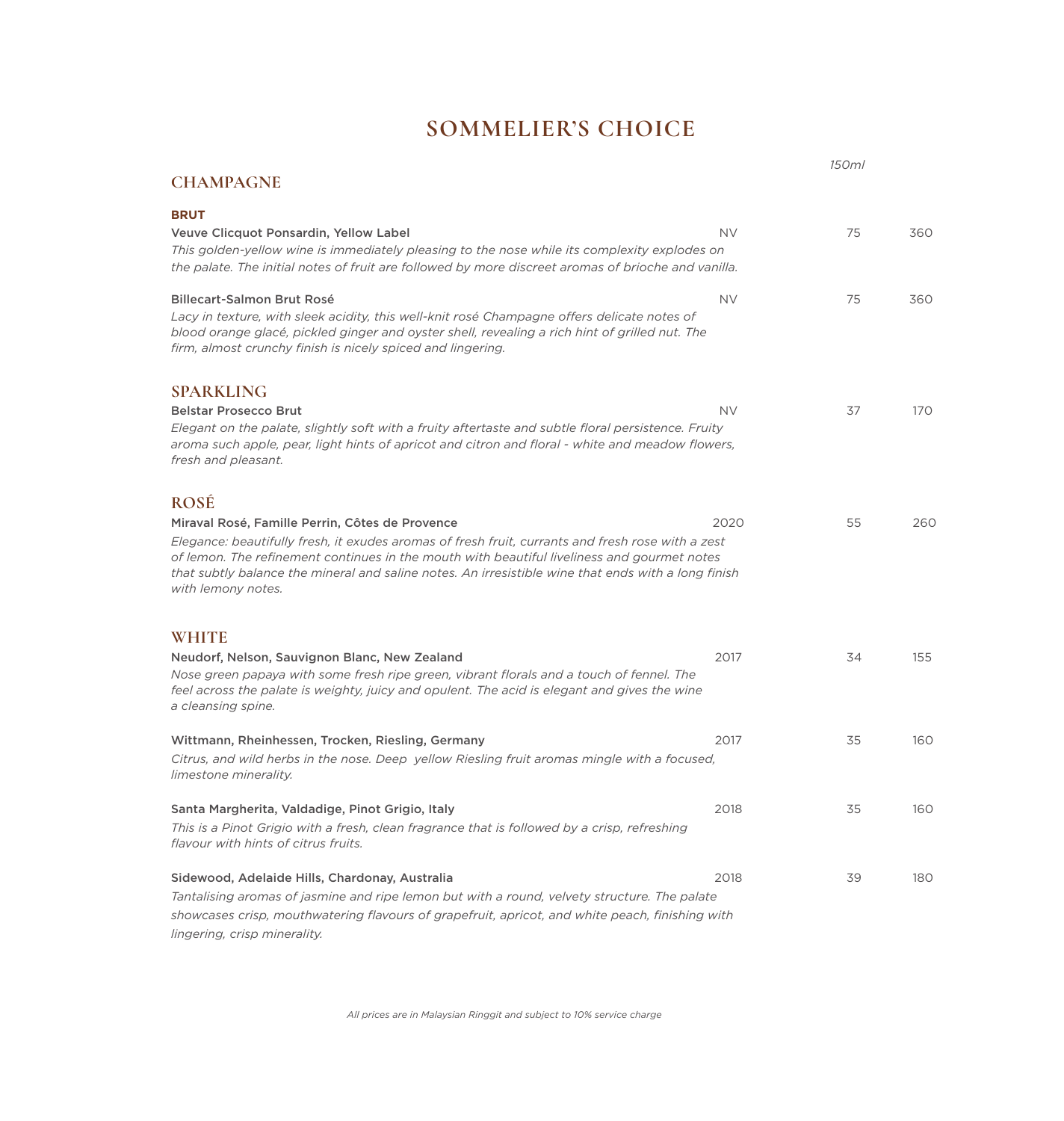# SOMMELIER'S CHOICE

*150ml*

## CHAMPAGNE

### BRUT

**Veuve Clicquot Ponsardin, Yellow Label** — NV — 75 — 360

*This golden-yellow wine is immediately pleasing to the nose while its complexity explodes on the palate. The initial notes of fruit are followed by more discreet aromas of brioche and vanilla.*

**Billecart-Salmon Brut Rosé** — NV — 75 — 360

*Lacy in texture, with sleek acidity, this well-knit rosé Champagne offers delicate notes of blood orange glacé, pickled ginger and oyster shell, revealing a rich hint of grilled nut. The firm, almost crunchy finish is nicely spiced and lingering.*

## SPARKLING

**Belstar Prosecco Brut** — NV — 37 — 170

*Elegant on the palate, slightly soft with a fruity aftertaste and subtle floral persistence. Fruity aroma such apple, pear, light hints of apricot and citron and floral - white and meadow flowers, fresh and pleasant.*

## ROSÉ

**Miraval Rosé, Famille Perrin, Côtes de Provence** — 2020 — 55 — 260

*Elegance: beautifully fresh, it exudes aromas of fresh fruit, currants and fresh rose with a zest of lemon. The refinement continues in the mouth with beautiful liveliness and gourmet notes that subtly balance the mineral and saline notes. An irresistible wine that ends with a long finish with lemony notes.*

## WHITE

**Neudorf, Nelson, Sauvignon Blanc, New Zealand** — 2017 — 34 — 155

*Nose green papaya with some fresh ripe green, vibrant florals and a touch of fennel. The feel across the palate is weighty, juicy and opulent. The acid is elegant and gives the wine a cleansing spine.*

**Wittmann, Rheinhessen, Trocken, Riesling, Germany** — 2017 — 35 — 160

*Citrus, and wild herbs in the nose. Deep yellow Riesling fruit aromas mingle with a focused, limestone minerality.*

**Santa Margherita, Valdadige, Pinot Grigio, Italy** — 2018 — 35 — 160

*This is a Pinot Grigio with a fresh, clean fragrance that is followed by a crisp, refreshing flavour with hints of citrus fruits.*

**Sidewood, Adelaide Hills, Chardonay, Australia** — 2018 — 39 — 180

*Tantalising aromas of jasmine and ripe lemon but with a round, velvety structure. The palate showcases crisp, mouthwatering flavours of grapefruit, apricot, and white peach, finishing with lingering, crisp minerality.*

*All prices are in Malaysian Ringgit and subject to 10% service charge*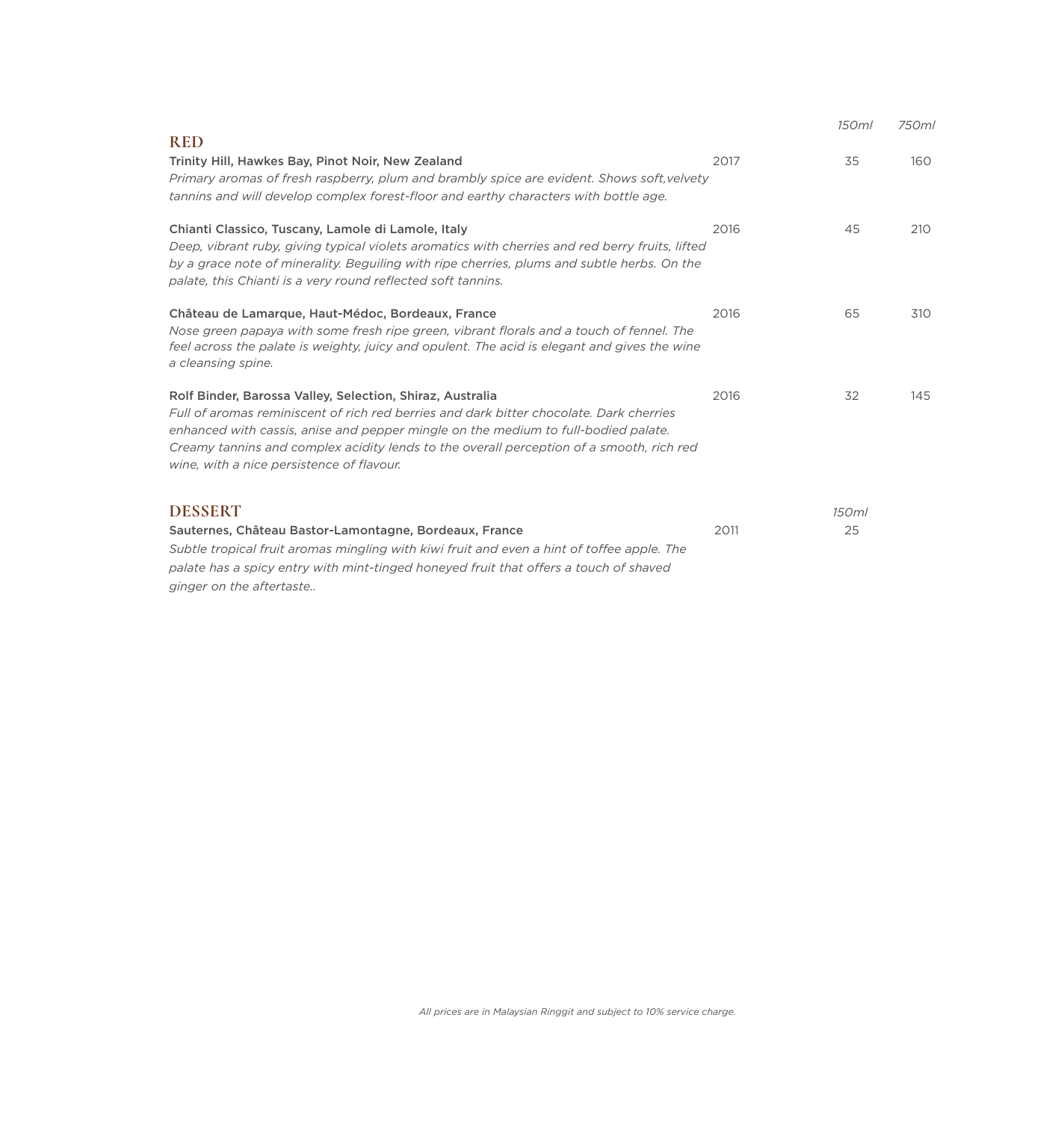## RED

| | | 150ml | 750ml |
|---|---|---|---|
| **Trinity Hill, Hawkes Bay, Pinot Noir, New Zealand**<br>*Primary aromas of fresh raspberry, plum and brambly spice are evident. Shows soft,velvety tannins and will develop complex forest-floor and earthy characters with bottle age.* | 2017 | 35 | 160 |
| **Chianti Classico, Tuscany, Lamole di Lamole, Italy**<br>*Deep, vibrant ruby, giving typical violets aromatics with cherries and red berry fruits, lifted by a grace note of minerality. Beguiling with ripe cherries, plums and subtle herbs. On the palate, this Chianti is a very round reflected soft tannins.* | 2016 | 45 | 210 |
| **Château de Lamarque, Haut-Médoc, Bordeaux, France**<br>*Nose green papaya with some fresh ripe green, vibrant florals and a touch of fennel. The feel across the palate is weighty, juicy and opulent. The acid is elegant and gives the wine a cleansing spine.* | 2016 | 65 | 310 |
| **Rolf Binder, Barossa Valley, Selection, Shiraz, Australia**<br>*Full of aromas reminiscent of rich red berries and dark bitter chocolate. Dark cherries enhanced with cassis, anise and pepper mingle on the medium to full-bodied palate. Creamy tannins and complex acidity lends to the overall perception of a smooth, rich red wine, with a nice persistence of flavour.* | 2016 | 32 | 145 |

## DESSERT

| | | 150ml |
|---|---|---|
| **Sauternes, Château Bastor-Lamontagne, Bordeaux, France**<br>*Subtle tropical fruit aromas mingling with kiwi fruit and even a hint of toffee apple. The palate has a spicy entry with mint-tinged honeyed fruit that offers a touch of shaved ginger on the aftertaste..* | 2011 | 25 |

*All prices are in Malaysian Ringgit and subject to 10% service charge.*